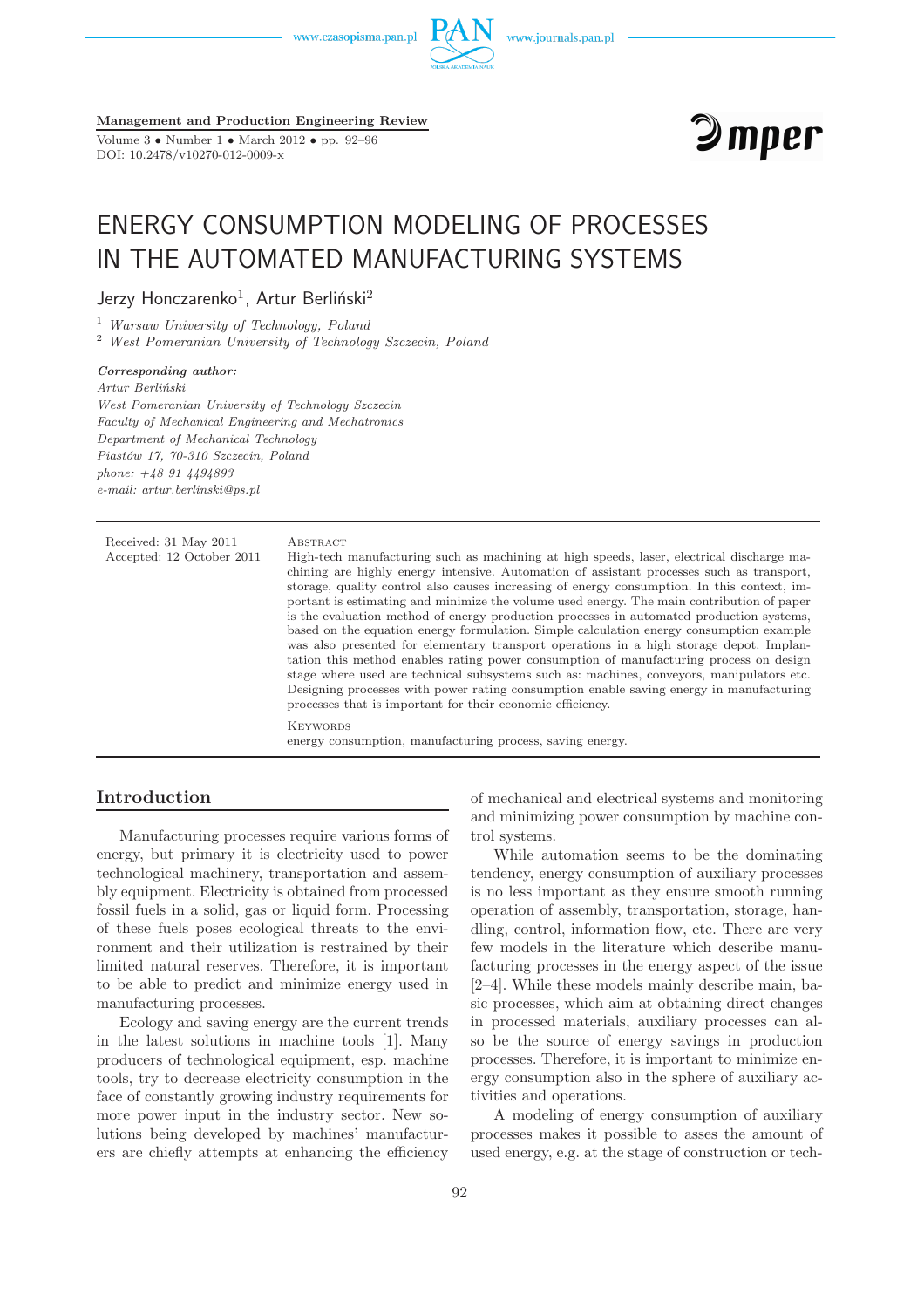**Management and Production Engineering Review**

Volume 3 • Number 1 • March 2012 • pp. 92–96
DOI: 10.2478/v10270-012-0009-x

# ENERGY CONSUMPTION MODELING OF PROCESSES IN THE AUTOMATED MANUFACTURING SYSTEMS

Jerzy Honczarenko[1], Artur Berliński[2]

[1] *Warsaw University of Technology, Poland*
[2] *West Pomeranian University of Technology Szczecin, Poland*

***Corresponding author:***
*Artur Berliński*
*West Pomeranian University of Technology Szczecin*
*Faculty of Mechanical Engineering and Mechatronics*
*Department of Mechanical Technology*
*Piastów 17, 70-310 Szczecin, Poland*
*phone: +48 91 4494893*
*e-mail: artur.berlinski@ps.pl*

Received: 31 May 2011
Accepted: 12 October 2011

Abstract

High-tech manufacturing such as machining at high speeds, laser, electrical discharge machining are highly energy intensive. Automation of assistant processes such as transport, storage, quality control also causes increasing of energy consumption. In this context, important is estimating and minimize the volume used energy. The main contribution of paper is the evaluation method of energy production processes in automated production systems, based on the equation energy formulation. Simple calculation energy consumption example was also presented for elementary transport operations in a high storage depot. Implantation this method enables rating power consumption of manufacturing process on design stage where used are technical subsystems such as: machines, conveyors, manipulators etc. Designing processes with power rating consumption enable saving energy in manufacturing processes that is important for their economic efficiency.

Keywords

energy consumption, manufacturing process, saving energy.

## Introduction

Manufacturing processes require various forms of energy, but primary it is electricity used to power technological machinery, transportation and assembly equipment. Electricity is obtained from processed fossil fuels in a solid, gas or liquid form. Processing of these fuels poses ecological threats to the environment and their utilization is restrained by their limited natural reserves. Therefore, it is important to be able to predict and minimize energy used in manufacturing processes.

Ecology and saving energy are the current trends in the latest solutions in machine tools [1]. Many producers of technological equipment, esp. machine tools, try to decrease electricity consumption in the face of constantly growing industry requirements for more power input in the industry sector. New solutions being developed by machines' manufacturers are chiefly attempts at enhancing the efficiency of mechanical and electrical systems and monitoring and minimizing power consumption by machine control systems.

While automation seems to be the dominating tendency, energy consumption of auxiliary processes is no less important as they ensure smooth running operation of assembly, transportation, storage, handling, control, information flow, etc. There are very few models in the literature which describe manufacturing processes in the energy aspect of the issue [2–4]. While these models mainly describe main, basic processes, which aim at obtaining direct changes in processed materials, auxiliary processes can also be the source of energy savings in production processes. Therefore, it is important to minimize energy consumption also in the sphere of auxiliary activities and operations.

A modeling of energy consumption of auxiliary processes makes it possible to asses the amount of used energy, e.g. at the stage of construction or tech-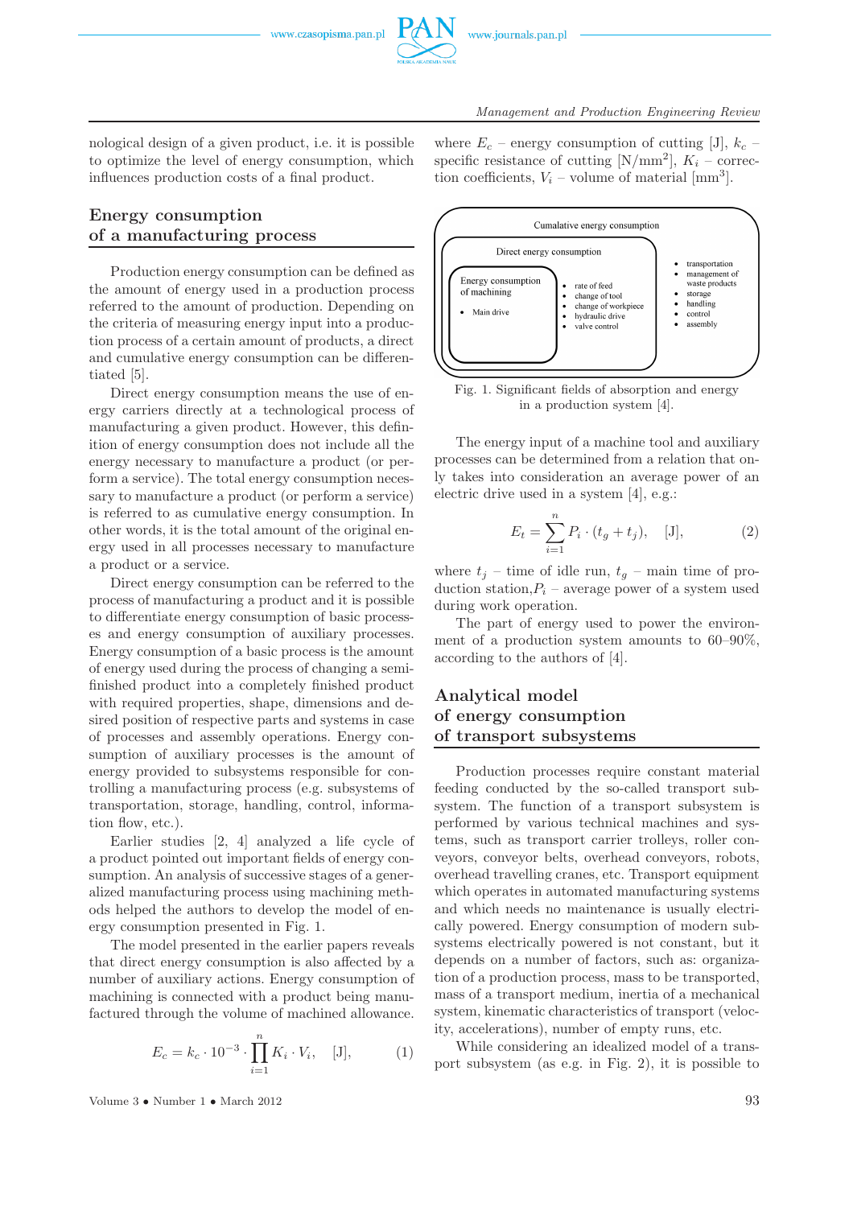nological design of a given product, i.e. it is possible to optimize the level of energy consumption, which influences production costs of a final product.

## Energy consumption of a manufacturing process

Production energy consumption can be defined as the amount of energy used in a production process referred to the amount of production. Depending on the criteria of measuring energy input into a production process of a certain amount of products, a direct and cumulative energy consumption can be differentiated [5].

Direct energy consumption means the use of energy carriers directly at a technological process of manufacturing a given product. However, this definition of energy consumption does not include all the energy necessary to manufacture a product (or perform a service). The total energy consumption necessary to manufacture a product (or perform a service) is referred to as cumulative energy consumption. In other words, it is the total amount of the original energy used in all processes necessary to manufacture a product or a service.

Direct energy consumption can be referred to the process of manufacturing a product and it is possible to differentiate energy consumption of basic processes and energy consumption of auxiliary processes. Energy consumption of a basic process is the amount of energy used during the process of changing a semi-finished product into a completely finished product with required properties, shape, dimensions and desired position of respective parts and systems in case of processes and assembly operations. Energy consumption of auxiliary processes is the amount of energy provided to subsystems responsible for controlling a manufacturing process (e.g. subsystems of transportation, storage, handling, control, information flow, etc.).

Earlier studies [2, 4] analyzed a life cycle of a product pointed out important fields of energy consumption. An analysis of successive stages of a generalized manufacturing process using machining methods helped the authors to develop the model of energy consumption presented in Fig. 1.

The model presented in the earlier papers reveals that direct energy consumption is also affected by a number of auxiliary actions. Energy consumption of machining is connected with a product being manufactured through the volume of machined allowance.

$$E_c = k_c \cdot 10^{-3} \cdot \prod_{i=1}^{n} K_i \cdot V_i, \quad [\text{J}], \tag{1}$$

where $E_c$ – energy consumption of cutting [J], $k_c$ – specific resistance of cutting [N/mm$^2$], $K_i$ – correction coefficients, $V_i$ – volume of material [mm$^3$].

Cumalative energy consumption

Direct energy consumption

Energy consumption of machining
- Main drive

- rate of feed
- change of tool
- change of workpiece
- hydraulic drive
- valve control

- transportation
- management of waste products
- storage
- handling
- control
- assembly

Fig. 1. Significant fields of absorption and energy in a production system [4].

The energy input of a machine tool and auxiliary processes can be determined from a relation that only takes into consideration an average power of an electric drive used in a system [4], e.g.:

$$E_t = \sum_{i=1}^{n} P_i \cdot (t_g + t_j), \quad [\text{J}], \tag{2}$$

where $t_j$ – time of idle run, $t_g$ – main time of production station,$P_i$ – average power of a system used during work operation.

The part of energy used to power the environment of a production system amounts to 60–90%, according to the authors of [4].

## Analytical model of energy consumption of transport subsystems

Production processes require constant material feeding conducted by the so-called transport subsystem. The function of a transport subsystem is performed by various technical machines and systems, such as transport carrier trolleys, roller conveyors, conveyor belts, overhead conveyors, robots, overhead travelling cranes, etc. Transport equipment which operates in automated manufacturing systems and which needs no maintenance is usually electrically powered. Energy consumption of modern subsystems electrically powered is not constant, but it depends on a number of factors, such as: organization of a production process, mass to be transported, mass of a transport medium, inertia of a mechanical system, kinematic characteristics of transport (velocity, accelerations), number of empty runs, etc.

While considering an idealized model of a transport subsystem (as e.g. in Fig. 2), it is possible to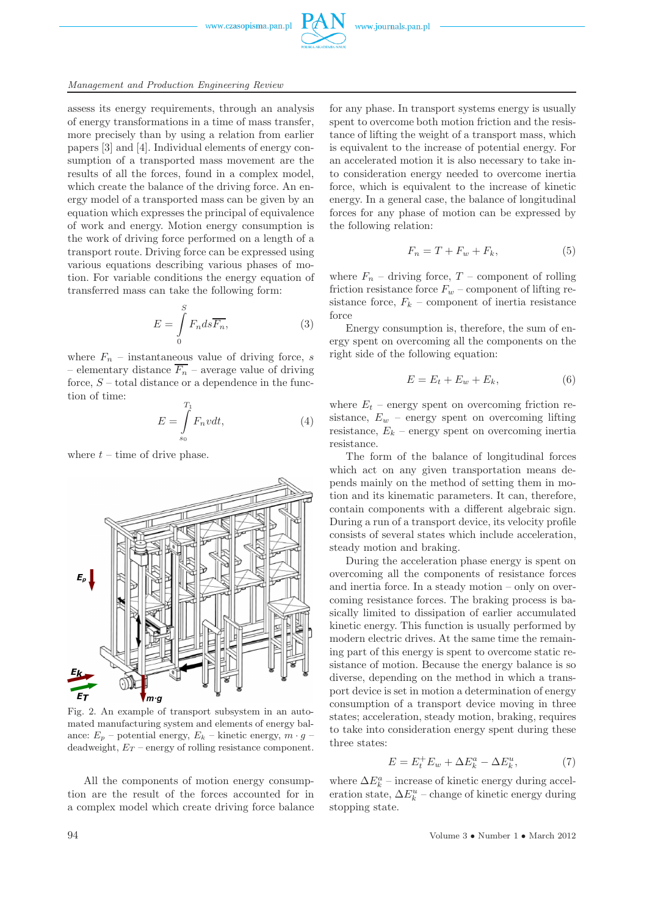assess its energy requirements, through an analysis of energy transformations in a time of mass transfer, more precisely than by using a relation from earlier papers [3] and [4]. Individual elements of energy consumption of a transported mass movement are the results of all the forces, found in a complex model, which create the balance of the driving force. An energy model of a transported mass can be given by an equation which expresses the principal of equivalence of work and energy. Motion energy consumption is the work of driving force performed on a length of a transport route. Driving force can be expressed using various equations describing various phases of motion. For variable conditions the energy equation of transferred mass can take the following form:

$$E = \int_{0}^{S} F_n ds \overline{F_n}, \tag{3}$$

where $F_n$ – instantaneous value of driving force, $s$ – elementary distance $\overline{F_n}$ – average value of driving force, $S$ – total distance or a dependence in the function of time:

$$E = \int_{s0}^{T_1} F_n v dt, \tag{4}$$

where $t$ – time of drive phase.

Fig. 2. An example of transport subsystem in an automated manufacturing system and elements of energy balance: $E_p$ – potential energy, $E_k$ – kinetic energy, $m \cdot g$ – deadweight, $E_T$ – energy of rolling resistance component.

All the components of motion energy consumption are the result of the forces accounted for in a complex model which create driving force balance for any phase. In transport systems energy is usually spent to overcome both motion friction and the resistance of lifting the weight of a transport mass, which is equivalent to the increase of potential energy. For an accelerated motion it is also necessary to take into consideration energy needed to overcome inertia force, which is equivalent to the increase of kinetic energy. In a general case, the balance of longitudinal forces for any phase of motion can be expressed by the following relation:

$$F_n = T + F_w + F_k, \tag{5}$$

where $F_n$ – driving force, $T$ – component of rolling friction resistance force $F_w$ – component of lifting resistance force, $F_k$ – component of inertia resistance force

Energy consumption is, therefore, the sum of energy spent on overcoming all the components on the right side of the following equation:

$$E = E_t + E_w + E_k, \tag{6}$$

where $E_t$ – energy spent on overcoming friction resistance, $E_w$ – energy spent on overcoming lifting resistance, $E_k$ – energy spent on overcoming inertia resistance.

The form of the balance of longitudinal forces which act on any given transportation means depends mainly on the method of setting them in motion and its kinematic parameters. It can, therefore, contain components with a different algebraic sign. During a run of a transport device, its velocity profile consists of several states which include acceleration, steady motion and braking.

During the acceleration phase energy is spent on overcoming all the components of resistance forces and inertia force. In a steady motion – only on overcoming resistance forces. The braking process is basically limited to dissipation of earlier accumulated kinetic energy. This function is usually performed by modern electric drives. At the same time the remaining part of this energy is spent to overcome static resistance of motion. Because the energy balance is so diverse, depending on the method in which a transport device is set in motion a determination of energy consumption of a transport device moving in three states; acceleration, steady motion, braking, requires to take into consideration energy spent during these three states:

$$E = E_t^{+} E_w + \Delta E_k^a - \Delta E_k^u, \tag{7}$$

where $\Delta E_k^a$ – increase of kinetic energy during acceleration state, $\Delta E_k^u$ – change of kinetic energy during stopping state.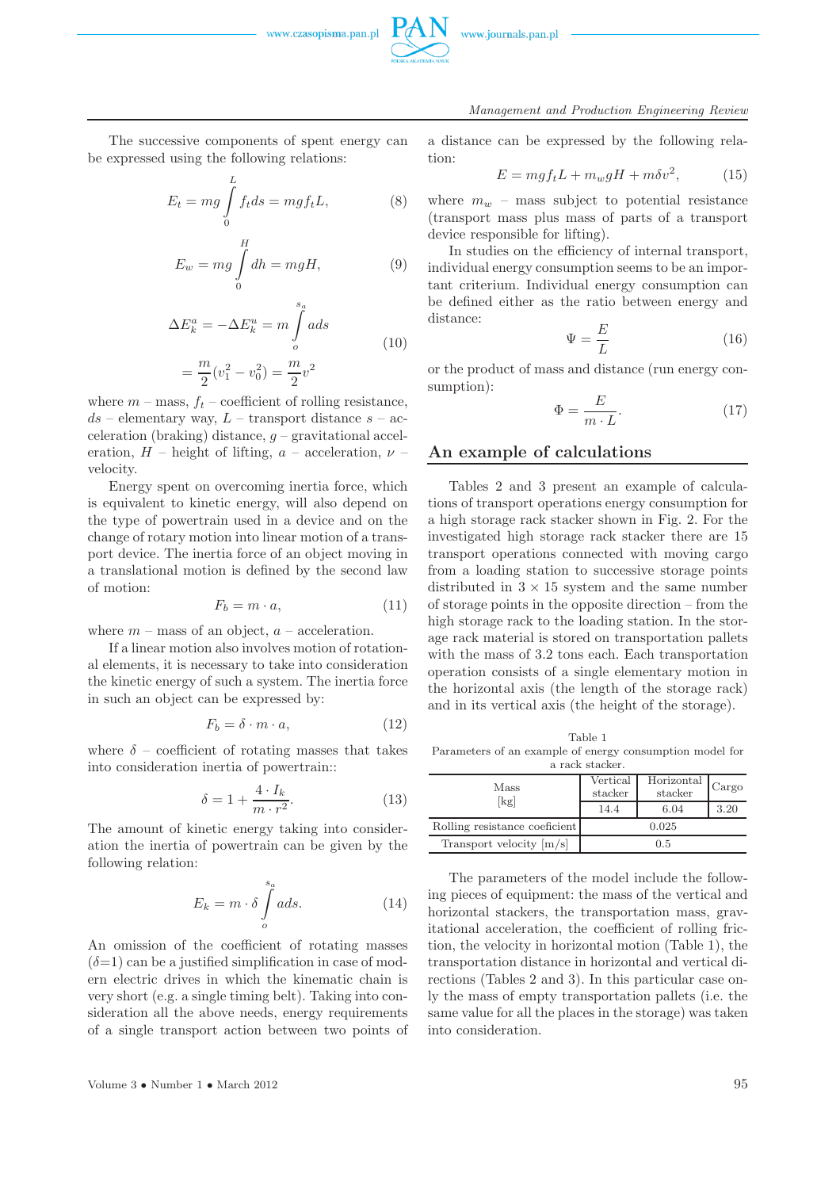The successive components of spent energy can be expressed using the following relations:

$$E_t = mg\int_0^L f_t ds = mgf_tL, \quad (8)$$

$$E_w = mg\int_0^H dh = mgH, \quad (9)$$

$$\Delta E_k^a = -\Delta E_k^u = m\int_o^{s_a} ads = \frac{m}{2}(v_1^2 - v_0^2) = \frac{m}{2}v^2 \quad (10)$$

where $m$ – mass, $f_t$ – coefficient of rolling resistance, $ds$ – elementary way, $L$ – transport distance $s$ – acceleration (braking) distance, $g$ – gravitational acceleration, $H$ – height of lifting, $a$ – acceleration, $\nu$ – velocity.

Energy spent on overcoming inertia force, which is equivalent to kinetic energy, will also depend on the type of powertrain used in a device and on the change of rotary motion into linear motion of a transport device. The inertia force of an object moving in a translational motion is defined by the second law of motion:

$$F_b = m \cdot a, \quad (11)$$

where $m$ – mass of an object, $a$ – acceleration.

If a linear motion also involves motion of rotational elements, it is necessary to take into consideration the kinetic energy of such a system. The inertia force in such an object can be expressed by:

$$F_b = \delta \cdot m \cdot a, \quad (12)$$

where $\delta$ – coefficient of rotating masses that takes into consideration inertia of powertrain::

$$\delta = 1 + \frac{4 \cdot I_k}{m \cdot r^2}. \quad (13)$$

The amount of kinetic energy taking into consideration the inertia of powertrain can be given by the following relation:

$$E_k = m \cdot \delta \int_o^{s_a} ads. \quad (14)$$

An omission of the coefficient of rotating masses ($\delta$=1) can be a justified simplification in case of modern electric drives in which the kinematic chain is very short (e.g. a single timing belt). Taking into consideration all the above needs, energy requirements of a single transport action between two points of a distance can be expressed by the following relation:

$$E = mgf_tL + m_wgH + m\delta v^2, \quad (15)$$

where $m_w$ – mass subject to potential resistance (transport mass plus mass of parts of a transport device responsible for lifting).

In studies on the efficiency of internal transport, individual energy consumption seems to be an important criterium. Individual energy consumption can be defined either as the ratio between energy and distance:

$$\Psi = \frac{E}{L} \quad (16)$$

or the product of mass and distance (run energy consumption):

$$\Phi = \frac{E}{m \cdot L}. \quad (17)$$

## An example of calculations

Tables 2 and 3 present an example of calculations of transport operations energy consumption for a high storage rack stacker shown in Fig. 2. For the investigated high storage rack stacker there are 15 transport operations connected with moving cargo from a loading station to successive storage points distributed in 3 × 15 system and the same number of storage points in the opposite direction – from the high storage rack to the loading station. In the storage rack material is stored on transportation pallets with the mass of 3.2 tons each. Each transportation operation consists of a single elementary motion in the horizontal axis (the length of the storage rack) and in its vertical axis (the height of the storage).

Table 1
Parameters of an example of energy consumption model for a rack stacker.

| Mass [kg] | Vertical stacker | Horizontal stacker | Cargo |
|---|---|---|---|
| | 14.4 | 6.04 | 3.20 |
| Rolling resistance coeficient | 0.025 | | |
| Transport velocity [m/s] | 0.5 | | |

The parameters of the model include the following pieces of equipment: the mass of the vertical and horizontal stackers, the transportation mass, gravitational acceleration, the coefficient of rolling friction, the velocity in horizontal motion (Table 1), the transportation distance in horizontal and vertical directions (Tables 2 and 3). In this particular case only the mass of empty transportation pallets (i.e. the same value for all the places in the storage) was taken into consideration.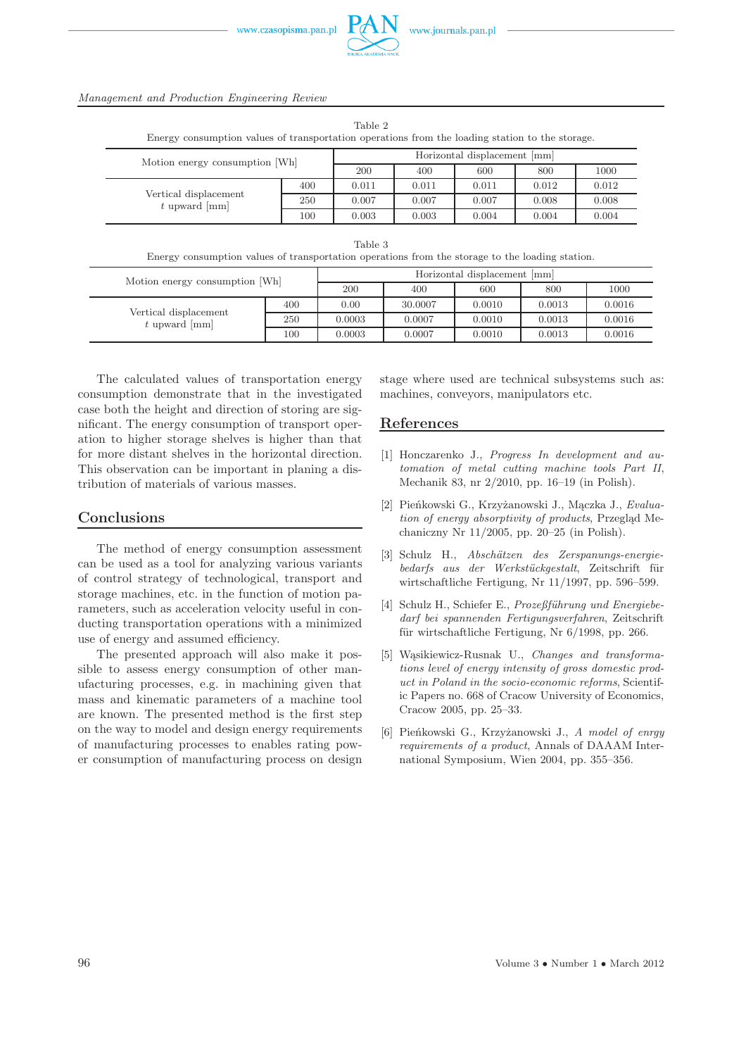Table 2
Energy consumption values of transportation operations from the loading station to the storage.

| Motion energy consumption [Wh] | | Horizontal displacement [mm] | | | | |
|---|---|---|---|---|---|---|
| | | 200 | 400 | 600 | 800 | 1000 |
| Vertical displacement $t$ upward [mm] | 400 | 0.011 | 0.011 | 0.011 | 0.012 | 0.012 |
| | 250 | 0.007 | 0.007 | 0.007 | 0.008 | 0.008 |
| | 100 | 0.003 | 0.003 | 0.004 | 0.004 | 0.004 |

Table 3
Energy consumption values of transportation operations from the storage to the loading station.

| Motion energy consumption [Wh] | | Horizontal displacement [mm] | | | | |
|---|---|---|---|---|---|---|
| | | 200 | 400 | 600 | 800 | 1000 |
| Vertical displacement $t$ upward [mm] | 400 | 0.00 | 30.0007 | 0.0010 | 0.0013 | 0.0016 |
| | 250 | 0.0003 | 0.0007 | 0.0010 | 0.0013 | 0.0016 |
| | 100 | 0.0003 | 0.0007 | 0.0010 | 0.0013 | 0.0016 |

The calculated values of transportation energy consumption demonstrate that in the investigated case both the height and direction of storing are significant. The energy consumption of transport operation to higher storage shelves is higher than that for more distant shelves in the horizontal direction. This observation can be important in planing a distribution of materials of various masses.

## Conclusions

The method of energy consumption assessment can be used as a tool for analyzing various variants of control strategy of technological, transport and storage machines, etc. in the function of motion parameters, such as acceleration velocity useful in conducting transportation operations with a minimized use of energy and assumed efficiency.

The presented approach will also make it possible to assess energy consumption of other manufacturing processes, e.g. in machining given that mass and kinematic parameters of a machine tool are known. The presented method is the first step on the way to model and design energy requirements of manufacturing processes to enables rating power consumption of manufacturing process on design stage where used are technical subsystems such as: machines, conveyors, manipulators etc.

## References

[1] Honczarenko J., *Progress In development and automation of metal cutting machine tools Part II*, Mechanik 83, nr 2/2010, pp. 16–19 (in Polish).

[2] Pieńkowski G., Krzyżanowski J., Mączka J., *Evaluation of energy absorptivity of products*, Przegląd Mechaniczny Nr 11/2005, pp. 20–25 (in Polish).

[3] Schulz H., *Abschätzen des Zerspanungs-energiebedarfs aus der Werkstückgestalt*, Zeitschrift für wirtschaftliche Fertigung, Nr 11/1997, pp. 596–599.

[4] Schulz H., Schiefer E., *Prozeßführung und Energiebedarf bei spannenden Fertigungsverfahren*, Zeitschrift für wirtschaftliche Fertigung, Nr 6/1998, pp. 266.

[5] Wąsikiewicz-Rusnak U., *Changes and transformations level of energy intensity of gross domestic product in Poland in the socio-economic reforms*, Scientific Papers no. 668 of Cracow University of Economics, Cracow 2005, pp. 25–33.

[6] Pieńkowski G., Krzyżanowski J., *A model of enrgy requirements of a product*, Annals of DAAAM International Symposium, Wien 2004, pp. 355–356.